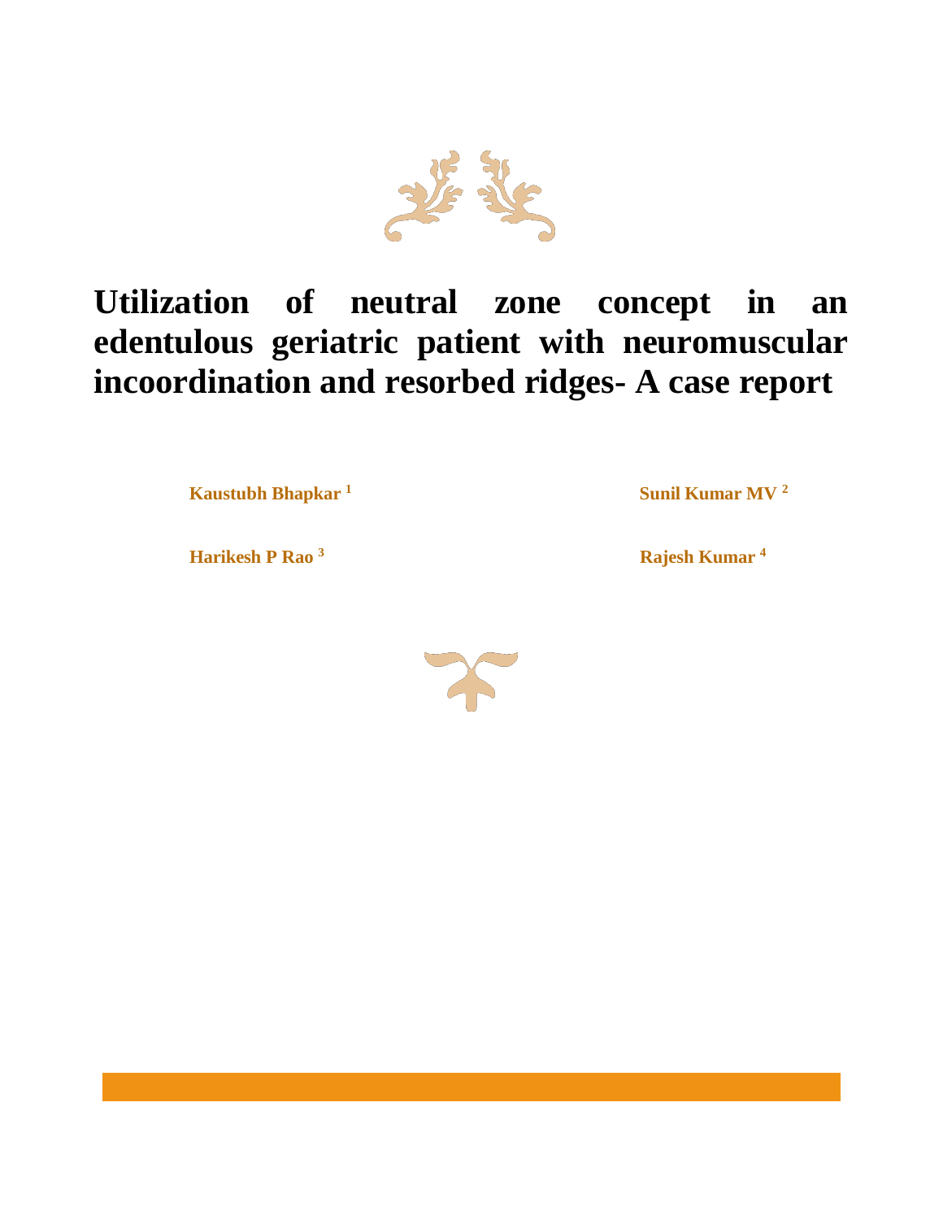# Utilization of neutral zone concept in an edentulous geriatric patient with neuromuscular incoordination and resorbed ridges- A case report

**Kaustubh Bhapkar** [1]

**Sunil Kumar MV** [2]

**Harikesh P Rao** [3]

**Rajesh Kumar** [4]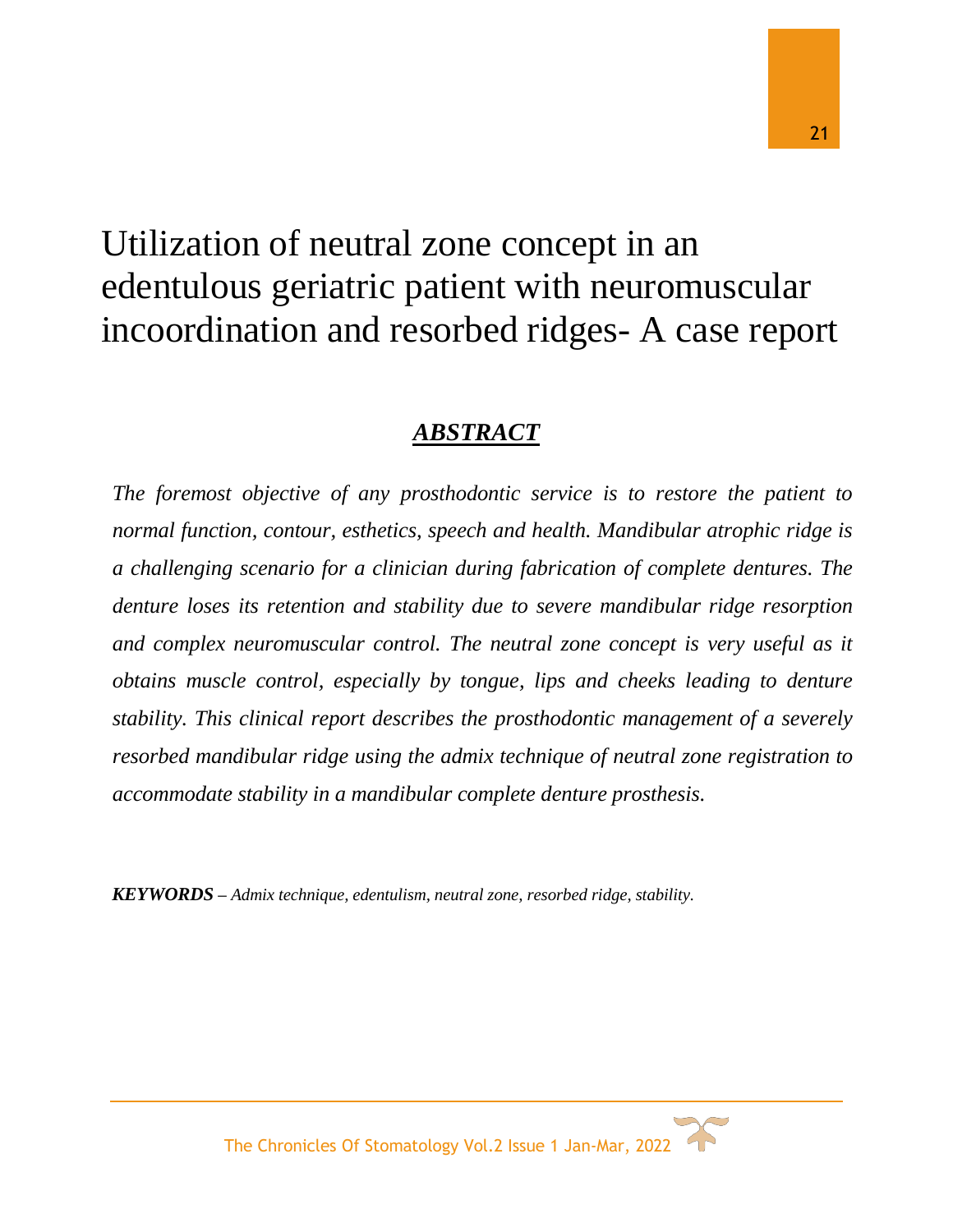# Utilization of neutral zone concept in an edentulous geriatric patient with neuromuscular incoordination and resorbed ridges- A case report

## ***ABSTRACT***

*The foremost objective of any prosthodontic service is to restore the patient to normal function, contour, esthetics, speech and health. Mandibular atrophic ridge is a challenging scenario for a clinician during fabrication of complete dentures. The denture loses its retention and stability due to severe mandibular ridge resorption and complex neuromuscular control. The neutral zone concept is very useful as it obtains muscle control, especially by tongue, lips and cheeks leading to denture stability. This clinical report describes the prosthodontic management of a severely resorbed mandibular ridge using the admix technique of neutral zone registration to accommodate stability in a mandibular complete denture prosthesis.*

***KEYWORDS*** *– Admix technique, edentulism, neutral zone, resorbed ridge, stability.*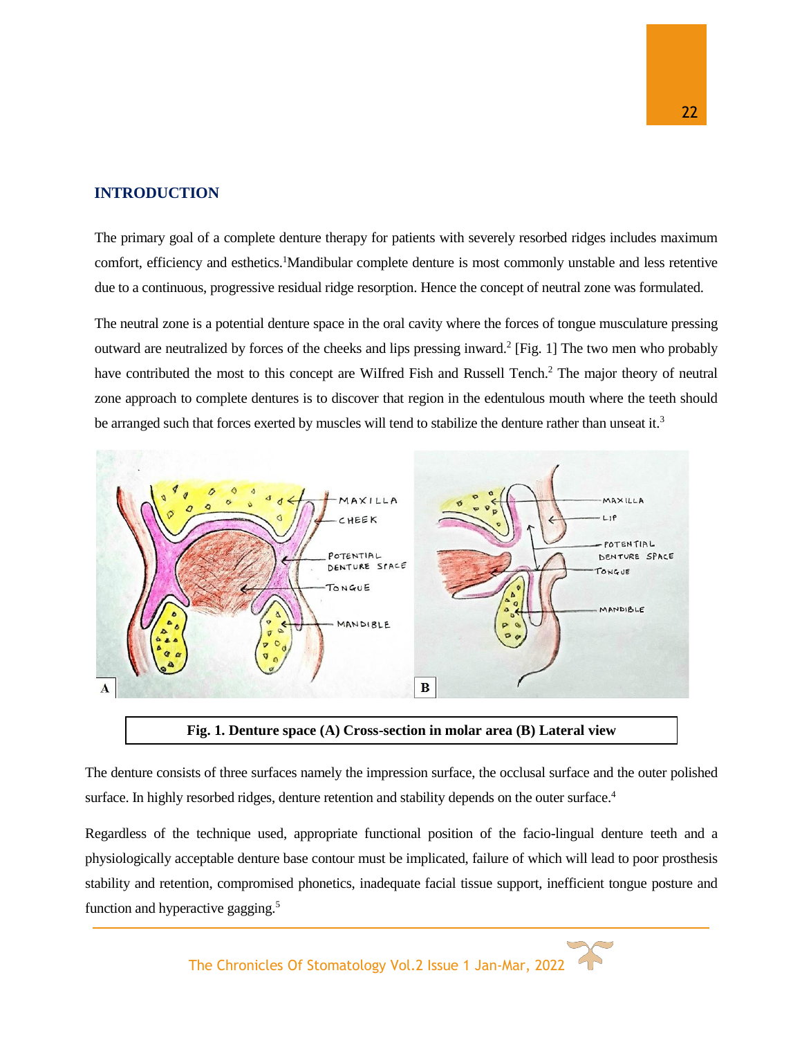## INTRODUCTION

The primary goal of a complete denture therapy for patients with severely resorbed ridges includes maximum comfort, efficiency and esthetics.[1]Mandibular complete denture is most commonly unstable and less retentive due to a continuous, progressive residual ridge resorption. Hence the concept of neutral zone was formulated.

The neutral zone is a potential denture space in the oral cavity where the forces of tongue musculature pressing outward are neutralized by forces of the cheeks and lips pressing inward.[2] [Fig. 1] The two men who probably have contributed the most to this concept are WiIfred Fish and Russell Tench.[2] The major theory of neutral zone approach to complete dentures is to discover that region in the edentulous mouth where the teeth should be arranged such that forces exerted by muscles will tend to stabilize the denture rather than unseat it.[3]

**Fig. 1. Denture space (A) Cross-section in molar area (B) Lateral view**

The denture consists of three surfaces namely the impression surface, the occlusal surface and the outer polished surface. In highly resorbed ridges, denture retention and stability depends on the outer surface.[4]

Regardless of the technique used, appropriate functional position of the facio-lingual denture teeth and a physiologically acceptable denture base contour must be implicated, failure of which will lead to poor prosthesis stability and retention, compromised phonetics, inadequate facial tissue support, inefficient tongue posture and function and hyperactive gagging.[5]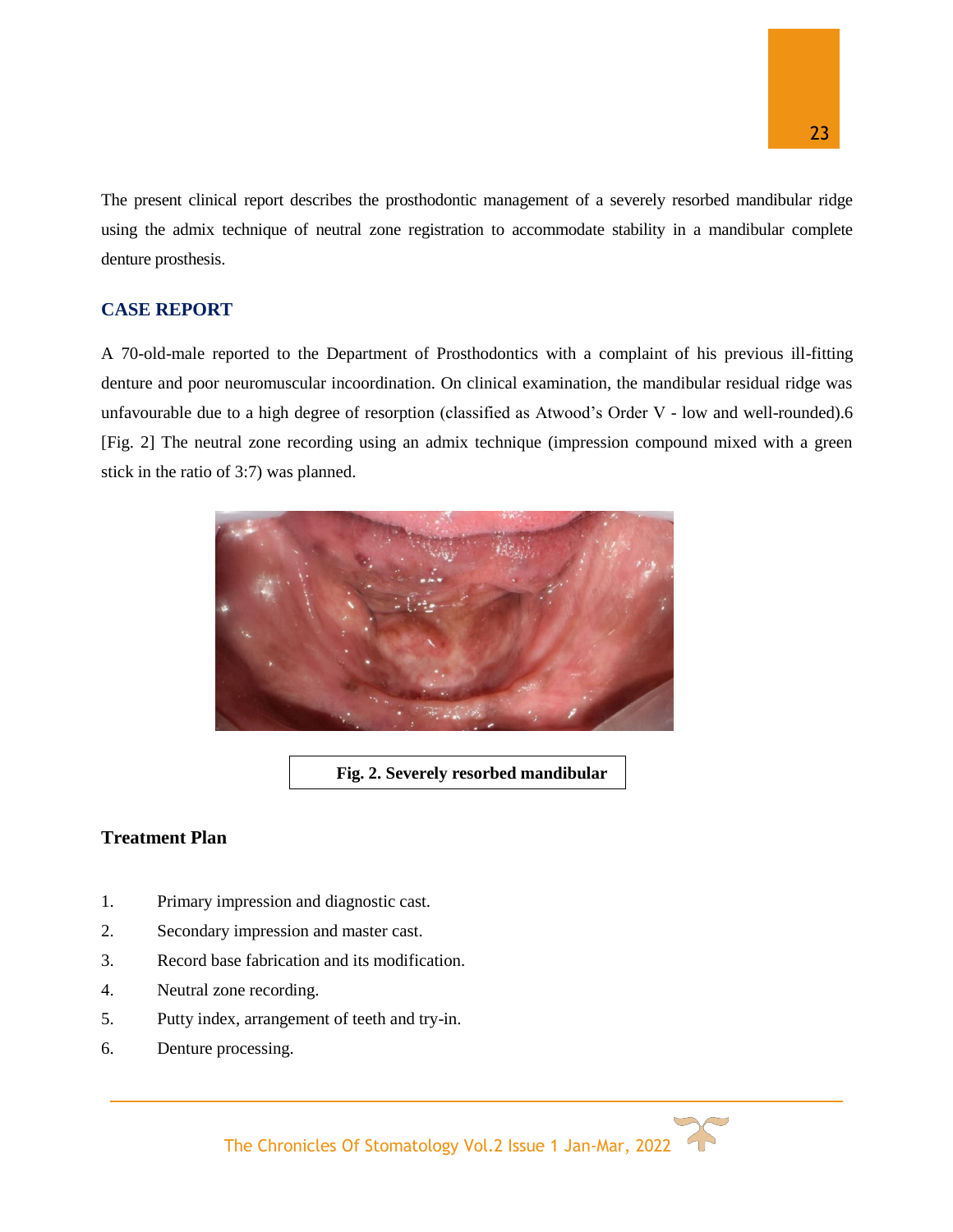The present clinical report describes the prosthodontic management of a severely resorbed mandibular ridge using the admix technique of neutral zone registration to accommodate stability in a mandibular complete denture prosthesis.

## CASE REPORT

A 70-old-male reported to the Department of Prosthodontics with a complaint of his previous ill-fitting denture and poor neuromuscular incoordination. On clinical examination, the mandibular residual ridge was unfavourable due to a high degree of resorption (classified as Atwood's Order V - low and well-rounded).[6] [Fig. 2] The neutral zone recording using an admix technique (impression compound mixed with a green stick in the ratio of 3:7) was planned.

**Fig. 2. Severely resorbed mandibular**

### Treatment Plan

1. Primary impression and diagnostic cast.
2. Secondary impression and master cast.
3. Record base fabrication and its modification.
4. Neutral zone recording.
5. Putty index, arrangement of teeth and try-in.
6. Denture processing.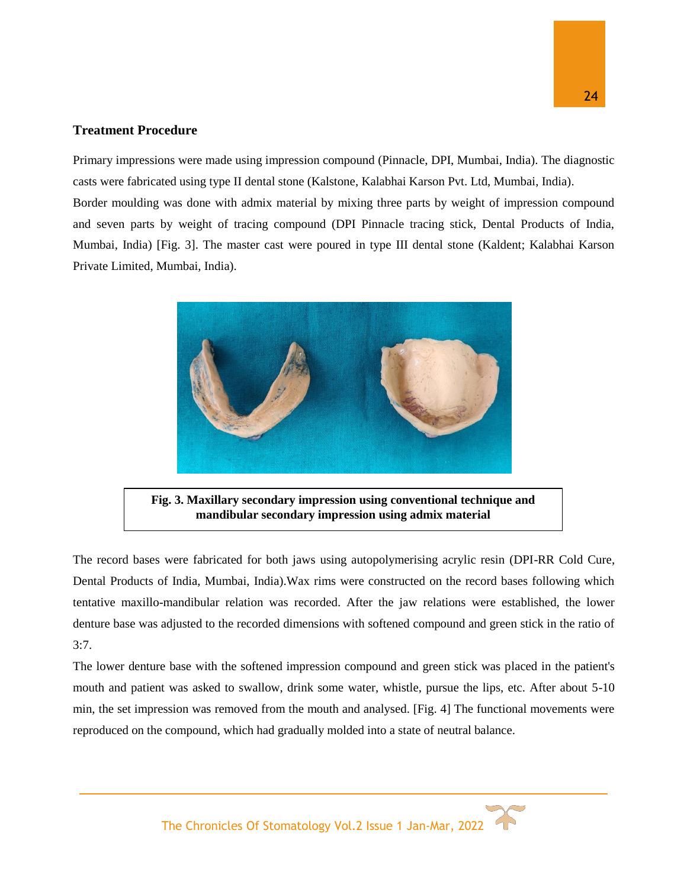## Treatment Procedure

Primary impressions were made using impression compound (Pinnacle, DPI, Mumbai, India). The diagnostic casts were fabricated using type II dental stone (Kalstone, Kalabhai Karson Pvt. Ltd, Mumbai, India).

Border moulding was done with admix material by mixing three parts by weight of impression compound and seven parts by weight of tracing compound (DPI Pinnacle tracing stick, Dental Products of India, Mumbai, India) [Fig. 3]. The master cast were poured in type III dental stone (Kaldent; Kalabhai Karson Private Limited, Mumbai, India).

**Fig. 3. Maxillary secondary impression using conventional technique and mandibular secondary impression using admix material**

The record bases were fabricated for both jaws using autopolymerising acrylic resin (DPI-RR Cold Cure, Dental Products of India, Mumbai, India).Wax rims were constructed on the record bases following which tentative maxillo-mandibular relation was recorded. After the jaw relations were established, the lower denture base was adjusted to the recorded dimensions with softened compound and green stick in the ratio of 3:7.

The lower denture base with the softened impression compound and green stick was placed in the patient's mouth and patient was asked to swallow, drink some water, whistle, pursue the lips, etc. After about 5-10 min, the set impression was removed from the mouth and analysed. [Fig. 4] The functional movements were reproduced on the compound, which had gradually molded into a state of neutral balance.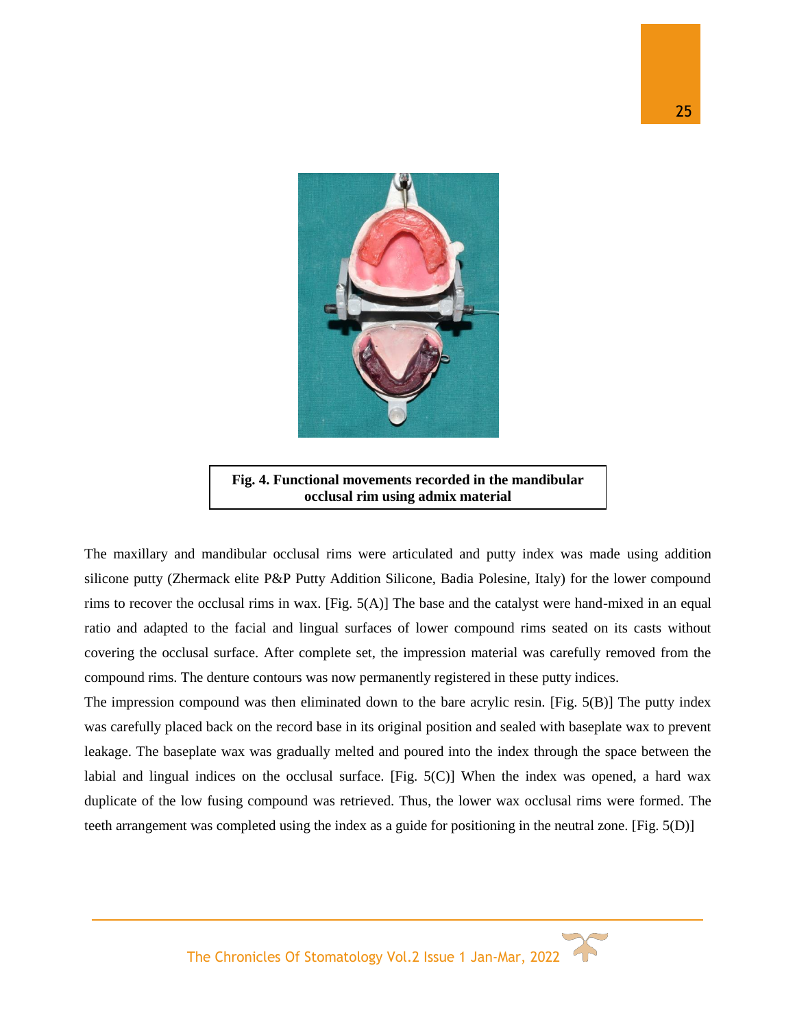**Fig. 4. Functional movements recorded in the mandibular occlusal rim using admix material**

The maxillary and mandibular occlusal rims were articulated and putty index was made using addition silicone putty (Zhermack elite P&P Putty Addition Silicone, Badia Polesine, Italy) for the lower compound rims to recover the occlusal rims in wax. [Fig. 5(A)] The base and the catalyst were hand-mixed in an equal ratio and adapted to the facial and lingual surfaces of lower compound rims seated on its casts without covering the occlusal surface. After complete set, the impression material was carefully removed from the compound rims. The denture contours was now permanently registered in these putty indices.

The impression compound was then eliminated down to the bare acrylic resin. [Fig. 5(B)] The putty index was carefully placed back on the record base in its original position and sealed with baseplate wax to prevent leakage. The baseplate wax was gradually melted and poured into the index through the space between the labial and lingual indices on the occlusal surface. [Fig. 5(C)] When the index was opened, a hard wax duplicate of the low fusing compound was retrieved. Thus, the lower wax occlusal rims were formed. The teeth arrangement was completed using the index as a guide for positioning in the neutral zone. [Fig. 5(D)]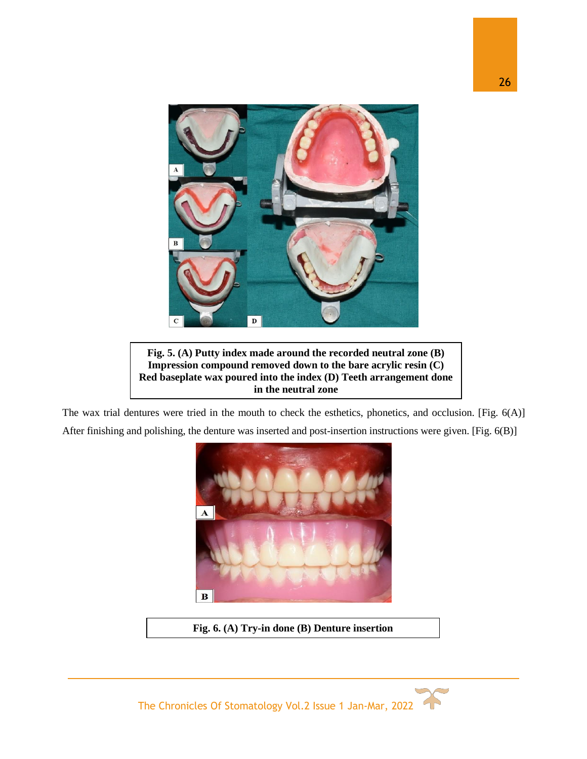**Fig. 5. (A) Putty index made around the recorded neutral zone (B) Impression compound removed down to the bare acrylic resin (C) Red baseplate wax poured into the index (D) Teeth arrangement done in the neutral zone**

The wax trial dentures were tried in the mouth to check the esthetics, phonetics, and occlusion. [Fig. 6(A)] After finishing and polishing, the denture was inserted and post-insertion instructions were given. [Fig. 6(B)]

**Fig. 6. (A) Try-in done (B) Denture insertion**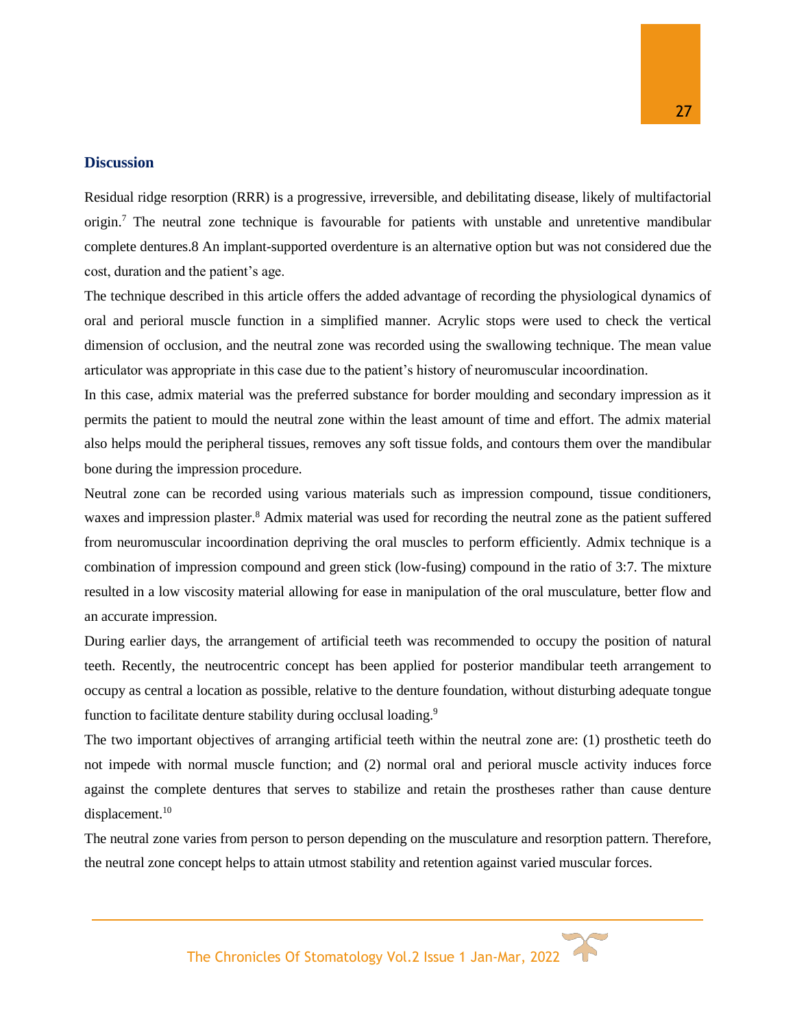## Discussion

Residual ridge resorption (RRR) is a progressive, irreversible, and debilitating disease, likely of multifactorial origin.[7] The neutral zone technique is favourable for patients with unstable and unretentive mandibular complete dentures.8 An implant-supported overdenture is an alternative option but was not considered due the cost, duration and the patient's age.

The technique described in this article offers the added advantage of recording the physiological dynamics of oral and perioral muscle function in a simplified manner. Acrylic stops were used to check the vertical dimension of occlusion, and the neutral zone was recorded using the swallowing technique. The mean value articulator was appropriate in this case due to the patient's history of neuromuscular incoordination.

In this case, admix material was the preferred substance for border moulding and secondary impression as it permits the patient to mould the neutral zone within the least amount of time and effort. The admix material also helps mould the peripheral tissues, removes any soft tissue folds, and contours them over the mandibular bone during the impression procedure.

Neutral zone can be recorded using various materials such as impression compound, tissue conditioners, waxes and impression plaster.[8] Admix material was used for recording the neutral zone as the patient suffered from neuromuscular incoordination depriving the oral muscles to perform efficiently. Admix technique is a combination of impression compound and green stick (low-fusing) compound in the ratio of 3:7. The mixture resulted in a low viscosity material allowing for ease in manipulation of the oral musculature, better flow and an accurate impression.

During earlier days, the arrangement of artificial teeth was recommended to occupy the position of natural teeth. Recently, the neutrocentric concept has been applied for posterior mandibular teeth arrangement to occupy as central a location as possible, relative to the denture foundation, without disturbing adequate tongue function to facilitate denture stability during occlusal loading.[9]

The two important objectives of arranging artificial teeth within the neutral zone are: (1) prosthetic teeth do not impede with normal muscle function; and (2) normal oral and perioral muscle activity induces force against the complete dentures that serves to stabilize and retain the prostheses rather than cause denture displacement.[10]

The neutral zone varies from person to person depending on the musculature and resorption pattern. Therefore, the neutral zone concept helps to attain utmost stability and retention against varied muscular forces.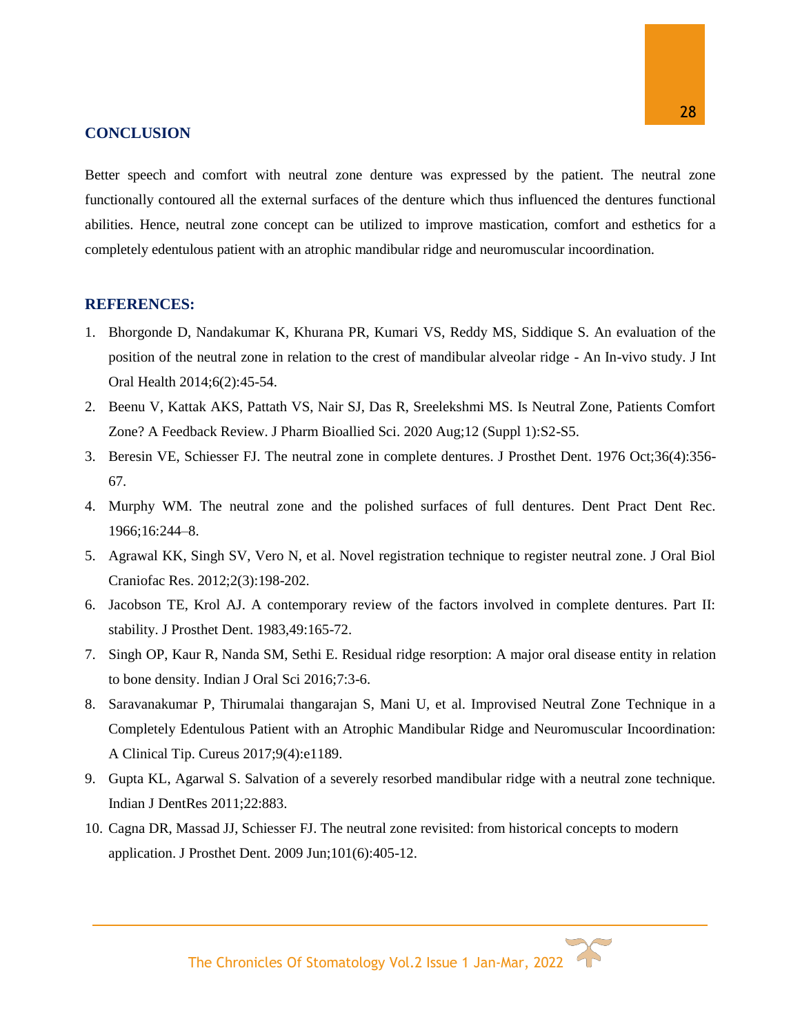## CONCLUSION

Better speech and comfort with neutral zone denture was expressed by the patient. The neutral zone functionally contoured all the external surfaces of the denture which thus influenced the dentures functional abilities. Hence, neutral zone concept can be utilized to improve mastication, comfort and esthetics for a completely edentulous patient with an atrophic mandibular ridge and neuromuscular incoordination.

## REFERENCES:

1. Bhorgonde D, Nandakumar K, Khurana PR, Kumari VS, Reddy MS, Siddique S. An evaluation of the position of the neutral zone in relation to the crest of mandibular alveolar ridge - An In-vivo study. J Int Oral Health 2014;6(2):45-54.
2. Beenu V, Kattak AKS, Pattath VS, Nair SJ, Das R, Sreelekshmi MS. Is Neutral Zone, Patients Comfort Zone? A Feedback Review. J Pharm Bioallied Sci. 2020 Aug;12 (Suppl 1):S2-S5.
3. Beresin VE, Schiesser FJ. The neutral zone in complete dentures. J Prosthet Dent. 1976 Oct;36(4):356-67.
4. Murphy WM. The neutral zone and the polished surfaces of full dentures. Dent Pract Dent Rec. 1966;16:244–8.
5. Agrawal KK, Singh SV, Vero N, et al. Novel registration technique to register neutral zone. J Oral Biol Craniofac Res. 2012;2(3):198-202.
6. Jacobson TE, Krol AJ. A contemporary review of the factors involved in complete dentures. Part II: stability. J Prosthet Dent. 1983,49:165-72.
7. Singh OP, Kaur R, Nanda SM, Sethi E. Residual ridge resorption: A major oral disease entity in relation to bone density. Indian J Oral Sci 2016;7:3-6.
8. Saravanakumar P, Thirumalai thangarajan S, Mani U, et al. Improvised Neutral Zone Technique in a Completely Edentulous Patient with an Atrophic Mandibular Ridge and Neuromuscular Incoordination: A Clinical Tip. Cureus 2017;9(4):e1189.
9. Gupta KL, Agarwal S. Salvation of a severely resorbed mandibular ridge with a neutral zone technique. Indian J DentRes 2011;22:883.
10. Cagna DR, Massad JJ, Schiesser FJ. The neutral zone revisited: from historical concepts to modern application. J Prosthet Dent. 2009 Jun;101(6):405-12.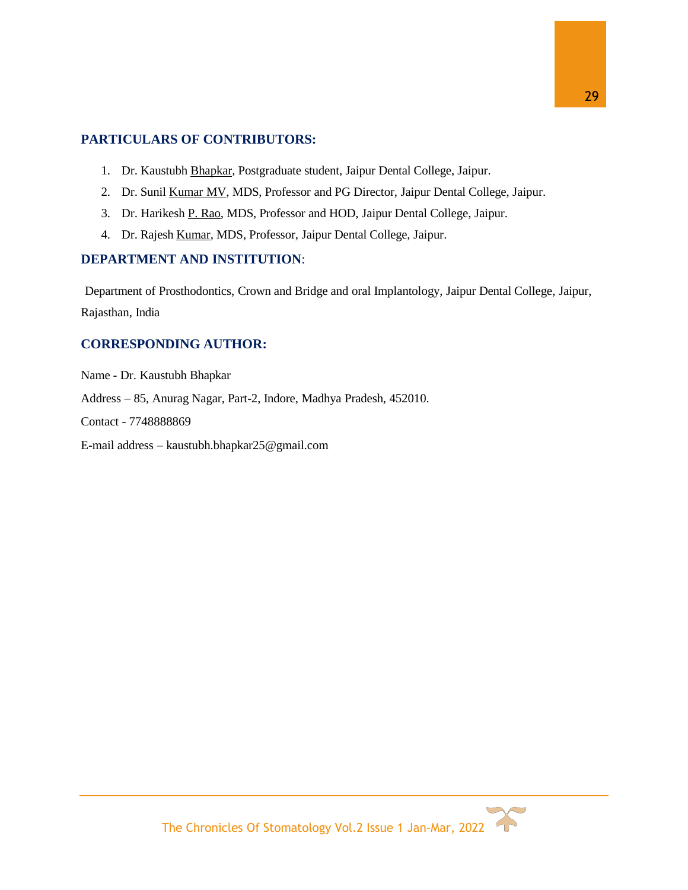## PARTICULARS OF CONTRIBUTORS:

1. Dr. Kaustubh Bhapkar, Postgraduate student, Jaipur Dental College, Jaipur.
2. Dr. Sunil Kumar MV, MDS, Professor and PG Director, Jaipur Dental College, Jaipur.
3. Dr. Harikesh P. Rao, MDS, Professor and HOD, Jaipur Dental College, Jaipur.
4. Dr. Rajesh Kumar, MDS, Professor, Jaipur Dental College, Jaipur.

## DEPARTMENT AND INSTITUTION:

Department of Prosthodontics, Crown and Bridge and oral Implantology, Jaipur Dental College, Jaipur, Rajasthan, India

## CORRESPONDING AUTHOR:

Name - Dr. Kaustubh Bhapkar

Address – 85, Anurag Nagar, Part-2, Indore, Madhya Pradesh, 452010.

Contact - 7748888869

E-mail address – kaustubh.bhapkar25@gmail.com